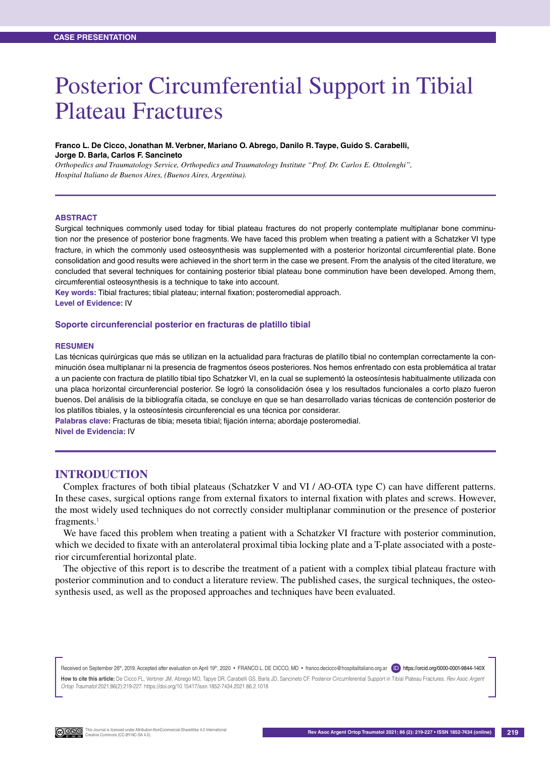CASE PRESENTATION

# Posterior Circumferential Support in Tibial Plateau Fractures

**Franco L. De Cicco, Jonathan M. Verbner, Mariano O. Abrego, Danilo R. Taype, Guido S. Carabelli, Jorge D. Barla, Carlos F. Sancineto**

*Orthopedics and Traumatology Service, Orthopedics and Traumatology Institute "Prof. Dr. Carlos E. Ottolenghi", Hospital Italiano de Buenos Aires, (Buenos Aires, Argentina).*

### ABSTRACT

Surgical techniques commonly used today for tibial plateau fractures do not properly contemplate multiplanar bone comminution nor the presence of posterior bone fragments. We have faced this problem when treating a patient with a Schatzker VI type fracture, in which the commonly used osteosynthesis was supplemented with a posterior horizontal circumferential plate. Bone consolidation and good results were achieved in the short term in the case we present. From the analysis of the cited literature, we concluded that several techniques for containing posterior tibial plateau bone comminution have been developed. Among them, circumferential osteosynthesis is a technique to take into account.

**Key words:** Tibial fractures; tibial plateau; internal fixation; posteromedial approach.

**Level of Evidence:** IV

### Soporte circunferencial posterior en fracturas de platillo tibial

### RESUMEN

Las técnicas quirúrgicas que más se utilizan en la actualidad para fracturas de platillo tibial no contemplan correctamente la conminución ósea multiplanar ni la presencia de fragmentos óseos posteriores. Nos hemos enfrentado con esta problemática al tratar a un paciente con fractura de platillo tibial tipo Schatzker VI, en la cual se suplementó la osteosíntesis habitualmente utilizada con una placa horizontal circunferencial posterior. Se logró la consolidación ósea y los resultados funcionales a corto plazo fueron buenos. Del análisis de la bibliografía citada, se concluye en que se han desarrollado varias técnicas de contención posterior de los platillos tibiales, y la osteosíntesis circunferencial es una técnica por considerar.

**Palabras clave:** Fracturas de tibia; meseta tibial; fijación interna; abordaje posteromedial.

**Nivel de Evidencia:** IV

## INTRODUCTION

Complex fractures of both tibial plateaus (Schatzker V and VI / AO-OTA type C) can have different patterns. In these cases, surgical options range from external fixators to internal fixation with plates and screws. However, the most widely used techniques do not correctly consider multiplanar comminution or the presence of posterior fragments.[1]

We have faced this problem when treating a patient with a Schatzker VI fracture with posterior comminution, which we decided to fixate with an anterolateral proximal tibia locking plate and a T-plate associated with a posterior circumferential horizontal plate.

The objective of this report is to describe the treatment of a patient with a complex tibial plateau fracture with posterior comminution and to conduct a literature review. The published cases, the surgical techniques, the osteosynthesis used, as well as the proposed approaches and techniques have been evaluated.

Received on September 26th, 2019. Accepted after evaluation on April 19th, 2020 • FRANCO L. DE CICCO, MD • franco.decicco@hospitalitaliano.org.ar https://orcid.org/0000-0001-9844-140X

**How to cite this article:** De Cicco FL, Verbner JM, Abrego MO, Tapye DR, Carabelli GS, Barla JD, Sancineto CF. Posterior Circumferential Support in Tibial Plateau Fractures. *Rev Asoc Argent Ortop Traumatol* 2021;86(2):219-227. https://doi.org/10.15417/issn.1852-7434.2021.86.2.1018

This Journal is licensed under Attribution-NonCommercial-ShareAlike 4.0 International Creative Commons (CC-BY-NC-SA 4.0).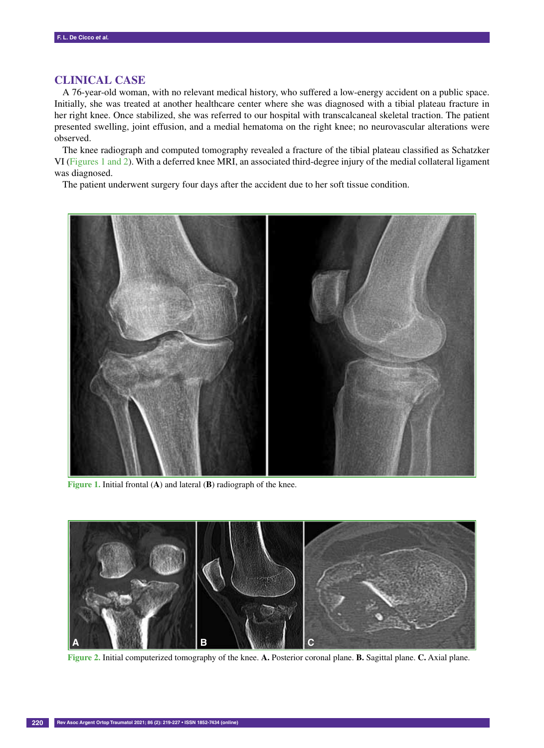## CLINICAL CASE

A 76-year-old woman, with no relevant medical history, who suffered a low-energy accident on a public space. Initially, she was treated at another healthcare center where she was diagnosed with a tibial plateau fracture in her right knee. Once stabilized, she was referred to our hospital with transcalcaneal skeletal traction. The patient presented swelling, joint effusion, and a medial hematoma on the right knee; no neurovascular alterations were observed.

The knee radiograph and computed tomography revealed a fracture of the tibial plateau classified as Schatzker VI (Figures 1 and 2). With a deferred knee MRI, an associated third-degree injury of the medial collateral ligament was diagnosed.

The patient underwent surgery four days after the accident due to her soft tissue condition.

**Figure 1.** Initial frontal (**A**) and lateral (**B**) radiograph of the knee.

**Figure 2.** Initial computerized tomography of the knee. **A.** Posterior coronal plane. **B.** Sagittal plane. **C.** Axial plane.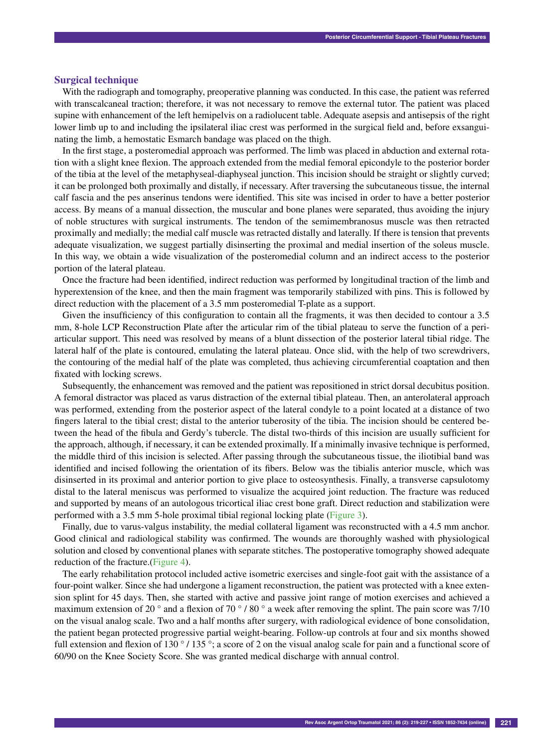## Surgical technique

With the radiograph and tomography, preoperative planning was conducted. In this case, the patient was referred with transcalcaneal traction; therefore, it was not necessary to remove the external tutor. The patient was placed supine with enhancement of the left hemipelvis on a radiolucent table. Adequate asepsis and antisepsis of the right lower limb up to and including the ipsilateral iliac crest was performed in the surgical field and, before exsanguinating the limb, a hemostatic Esmarch bandage was placed on the thigh.

In the first stage, a posteromedial approach was performed. The limb was placed in abduction and external rotation with a slight knee flexion. The approach extended from the medial femoral epicondyle to the posterior border of the tibia at the level of the metaphyseal-diaphyseal junction. This incision should be straight or slightly curved; it can be prolonged both proximally and distally, if necessary. After traversing the subcutaneous tissue, the internal calf fascia and the pes anserinus tendons were identified. This site was incised in order to have a better posterior access. By means of a manual dissection, the muscular and bone planes were separated, thus avoiding the injury of noble structures with surgical instruments. The tendon of the semimembranosus muscle was then retracted proximally and medially; the medial calf muscle was retracted distally and laterally. If there is tension that prevents adequate visualization, we suggest partially disinserting the proximal and medial insertion of the soleus muscle. In this way, we obtain a wide visualization of the posteromedial column and an indirect access to the posterior portion of the lateral plateau.

Once the fracture had been identified, indirect reduction was performed by longitudinal traction of the limb and hyperextension of the knee, and then the main fragment was temporarily stabilized with pins. This is followed by direct reduction with the placement of a 3.5 mm posteromedial T-plate as a support.

Given the insufficiency of this configuration to contain all the fragments, it was then decided to contour a 3.5 mm, 8-hole LCP Reconstruction Plate after the articular rim of the tibial plateau to serve the function of a periarticular support. This need was resolved by means of a blunt dissection of the posterior lateral tibial ridge. The lateral half of the plate is contoured, emulating the lateral plateau. Once slid, with the help of two screwdrivers, the contouring of the medial half of the plate was completed, thus achieving circumferential coaptation and then fixated with locking screws.

Subsequently, the enhancement was removed and the patient was repositioned in strict dorsal decubitus position. A femoral distractor was placed as varus distraction of the external tibial plateau. Then, an anterolateral approach was performed, extending from the posterior aspect of the lateral condyle to a point located at a distance of two fingers lateral to the tibial crest; distal to the anterior tuberosity of the tibia. The incision should be centered between the head of the fibula and Gerdy's tubercle. The distal two-thirds of this incision are usually sufficient for the approach, although, if necessary, it can be extended proximally. If a minimally invasive technique is performed, the middle third of this incision is selected. After passing through the subcutaneous tissue, the iliotibial band was identified and incised following the orientation of its fibers. Below was the tibialis anterior muscle, which was disinserted in its proximal and anterior portion to give place to osteosynthesis. Finally, a transverse capsulotomy distal to the lateral meniscus was performed to visualize the acquired joint reduction. The fracture was reduced and supported by means of an autologous tricortical iliac crest bone graft. Direct reduction and stabilization were performed with a 3.5 mm 5-hole proximal tibial regional locking plate (Figure 3).

Finally, due to varus-valgus instability, the medial collateral ligament was reconstructed with a 4.5 mm anchor. Good clinical and radiological stability was confirmed. The wounds are thoroughly washed with physiological solution and closed by conventional planes with separate stitches. The postoperative tomography showed adequate reduction of the fracture.(Figure 4).

The early rehabilitation protocol included active isometric exercises and single-foot gait with the assistance of a four-point walker. Since she had undergone a ligament reconstruction, the patient was protected with a knee extension splint for 45 days. Then, she started with active and passive joint range of motion exercises and achieved a maximum extension of 20 ° and a flexion of 70 ° / 80 ° a week after removing the splint. The pain score was 7/10 on the visual analog scale. Two and a half months after surgery, with radiological evidence of bone consolidation, the patient began protected progressive partial weight-bearing. Follow-up controls at four and six months showed full extension and flexion of 130 ° / 135 °; a score of 2 on the visual analog scale for pain and a functional score of 60/90 on the Knee Society Score. She was granted medical discharge with annual control.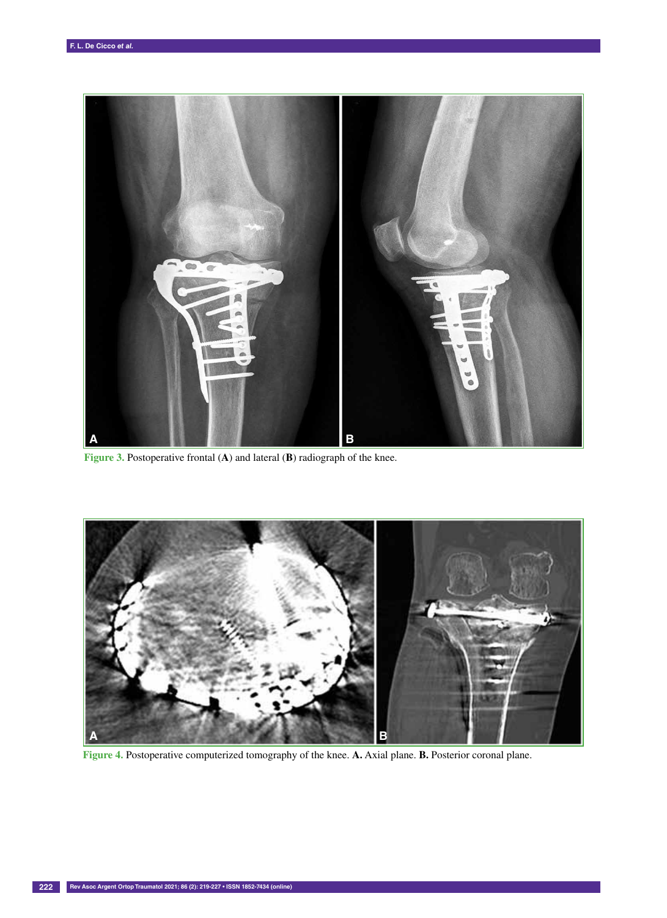Figure 3. Postoperative frontal (**A**) and lateral (**B**) radiograph of the knee.

Figure 4. Postoperative computerized tomography of the knee. **A.** Axial plane. **B.** Posterior coronal plane.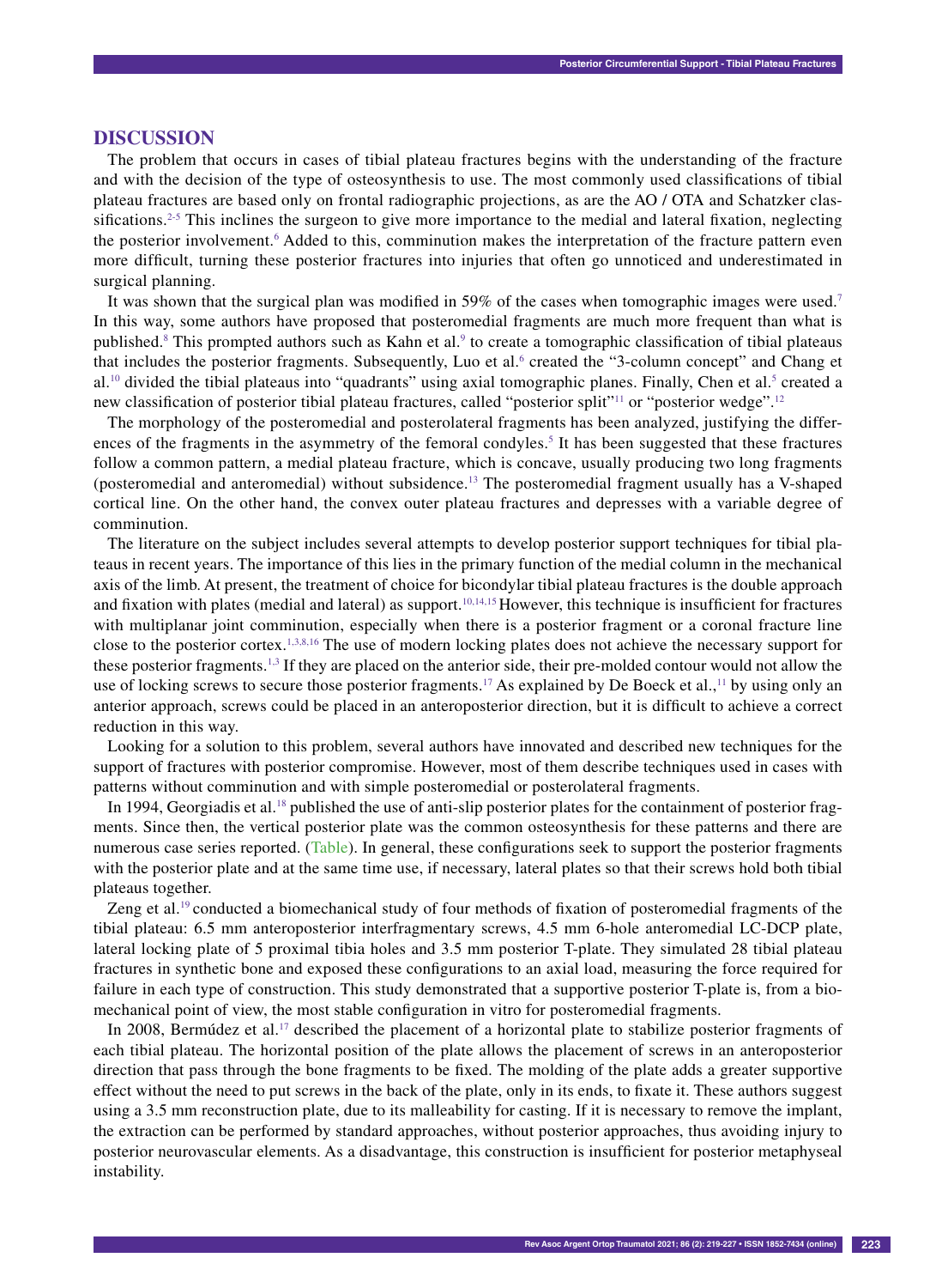## DISCUSSION

The problem that occurs in cases of tibial plateau fractures begins with the understanding of the fracture and with the decision of the type of osteosynthesis to use. The most commonly used classifications of tibial plateau fractures are based only on frontal radiographic projections, as are the AO / OTA and Schatzker classifications.[2-5] This inclines the surgeon to give more importance to the medial and lateral fixation, neglecting the posterior involvement.[6] Added to this, comminution makes the interpretation of the fracture pattern even more difficult, turning these posterior fractures into injuries that often go unnoticed and underestimated in surgical planning.

It was shown that the surgical plan was modified in 59% of the cases when tomographic images were used.[7] In this way, some authors have proposed that posteromedial fragments are much more frequent than what is published.[8] This prompted authors such as Kahn et al.[9] to create a tomographic classification of tibial plateaus that includes the posterior fragments. Subsequently, Luo et al.[6] created the "3-column concept" and Chang et al.[10] divided the tibial plateaus into "quadrants" using axial tomographic planes. Finally, Chen et al.[5] created a new classification of posterior tibial plateau fractures, called "posterior split"[11] or "posterior wedge".[12]

The morphology of the posteromedial and posterolateral fragments has been analyzed, justifying the differences of the fragments in the asymmetry of the femoral condyles.[5] It has been suggested that these fractures follow a common pattern, a medial plateau fracture, which is concave, usually producing two long fragments (posteromedial and anteromedial) without subsidence.[13] The posteromedial fragment usually has a V-shaped cortical line. On the other hand, the convex outer plateau fractures and depresses with a variable degree of comminution.

The literature on the subject includes several attempts to develop posterior support techniques for tibial plateaus in recent years. The importance of this lies in the primary function of the medial column in the mechanical axis of the limb. At present, the treatment of choice for bicondylar tibial plateau fractures is the double approach and fixation with plates (medial and lateral) as support.[10,14,15] However, this technique is insufficient for fractures with multiplanar joint comminution, especially when there is a posterior fragment or a coronal fracture line close to the posterior cortex.[1,3,8,16] The use of modern locking plates does not achieve the necessary support for these posterior fragments.[1,3] If they are placed on the anterior side, their pre-molded contour would not allow the use of locking screws to secure those posterior fragments.[17] As explained by De Boeck et al.,[11] by using only an anterior approach, screws could be placed in an anteroposterior direction, but it is difficult to achieve a correct reduction in this way.

Looking for a solution to this problem, several authors have innovated and described new techniques for the support of fractures with posterior compromise. However, most of them describe techniques used in cases with patterns without comminution and with simple posteromedial or posterolateral fragments.

In 1994, Georgiadis et al.[18] published the use of anti-slip posterior plates for the containment of posterior fragments. Since then, the vertical posterior plate was the common osteosynthesis for these patterns and there are numerous case series reported. (Table). In general, these configurations seek to support the posterior fragments with the posterior plate and at the same time use, if necessary, lateral plates so that their screws hold both tibial plateaus together.

Zeng et al.[19] conducted a biomechanical study of four methods of fixation of posteromedial fragments of the tibial plateau: 6.5 mm anteroposterior interfragmentary screws, 4.5 mm 6-hole anteromedial LC-DCP plate, lateral locking plate of 5 proximal tibia holes and 3.5 mm posterior T-plate. They simulated 28 tibial plateau fractures in synthetic bone and exposed these configurations to an axial load, measuring the force required for failure in each type of construction. This study demonstrated that a supportive posterior T-plate is, from a biomechanical point of view, the most stable configuration in vitro for posteromedial fragments.

In 2008, Bermúdez et al.[17] described the placement of a horizontal plate to stabilize posterior fragments of each tibial plateau. The horizontal position of the plate allows the placement of screws in an anteroposterior direction that pass through the bone fragments to be fixed. The molding of the plate adds a greater supportive effect without the need to put screws in the back of the plate, only in its ends, to fixate it. These authors suggest using a 3.5 mm reconstruction plate, due to its malleability for casting. If it is necessary to remove the implant, the extraction can be performed by standard approaches, without posterior approaches, thus avoiding injury to posterior neurovascular elements. As a disadvantage, this construction is insufficient for posterior metaphyseal instability.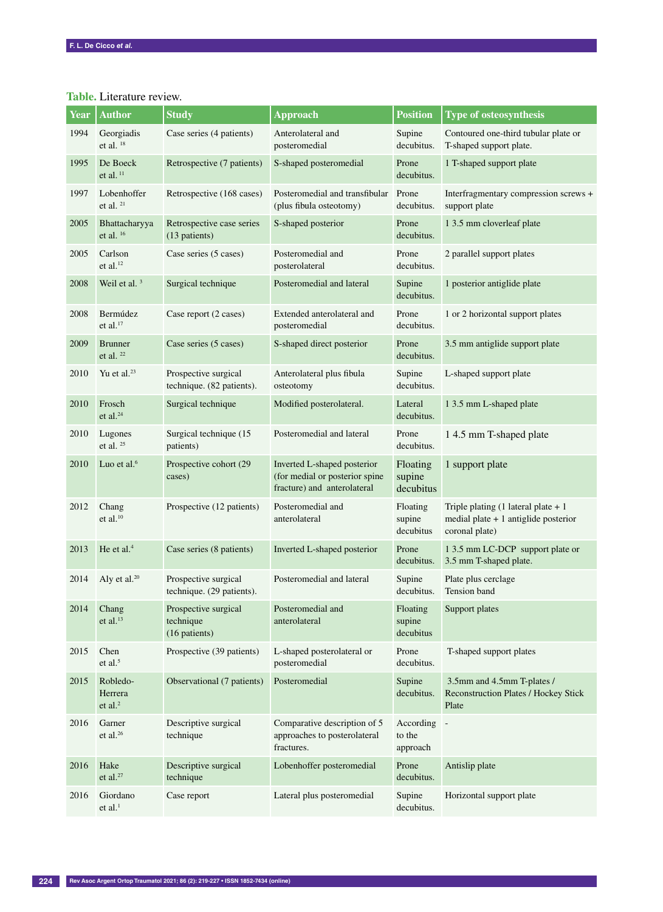**Table.** Literature review.

| Year | Author | Study | Approach | Position | Type of osteosynthesis |
|---|---|---|---|---|---|
| 1994 | Georgiadis et al. [18] | Case series (4 patients) | Anterolateral and posteromedial | Supine decubitus. | Contoured one-third tubular plate or T-shaped support plate. |
| 1995 | De Boeck et al. [11] | Retrospective (7 patients) | S-shaped posteromedial | Prone decubitus. | 1 T-shaped support plate |
| 1997 | Lobenhoffer et al. [21] | Retrospective (168 cases) | Posteromedial and transfibular (plus fibula osteotomy) | Prone decubitus. | Interfragmentary compression screws + support plate |
| 2005 | Bhattacharyya et al. [16] | Retrospective case series (13 patients) | S-shaped posterior | Prone decubitus. | 1 3.5 mm cloverleaf plate |
| 2005 | Carlson et al.[12] | Case series (5 cases) | Posteromedial and posterolateral | Prone decubitus. | 2 parallel support plates |
| 2008 | Weil et al. [3] | Surgical technique | Posteromedial and lateral | Supine decubitus. | 1 posterior antiglide plate |
| 2008 | Bermúdez et al.[17] | Case report (2 cases) | Extended anterolateral and posteromedial | Prone decubitus. | 1 or 2 horizontal support plates |
| 2009 | Brunner et al. [22] | Case series (5 cases) | S-shaped direct posterior | Prone decubitus. | 3.5 mm antiglide support plate |
| 2010 | Yu et al.[23] | Prospective surgical technique. (82 patients). | Anterolateral plus fibula osteotomy | Supine decubitus. | L-shaped support plate |
| 2010 | Frosch et al.[24] | Surgical technique | Modified posterolateral. | Lateral decubitus. | 1 3.5 mm L-shaped plate |
| 2010 | Lugones et al. [25] | Surgical technique (15 patients) | Posteromedial and lateral | Prone decubitus. | 1 4.5 mm T-shaped plate |
| 2010 | Luo et al.[6] | Prospective cohort (29 cases) | Inverted L-shaped posterior (for medial or posterior spine fracture) and anterolateral | Floating supine decubitus | 1 support plate |
| 2012 | Chang et al.[10] | Prospective (12 patients) | Posteromedial and anterolateral | Floating supine decubitus | Triple plating (1 lateral plate + 1 medial plate + 1 antiglide posterior coronal plate) |
| 2013 | He et al.[4] | Case series (8 patients) | Inverted L-shaped posterior | Prone decubitus. | 1 3.5 mm LC-DCP support plate or 3.5 mm T-shaped plate. |
| 2014 | Aly et al.[20] | Prospective surgical technique. (29 patients). | Posteromedial and lateral | Supine decubitus. | Plate plus cerclage Tension band |
| 2014 | Chang et al.[13] | Prospective surgical technique (16 patients) | Posteromedial and anterolateral | Floating supine decubitus | Support plates |
| 2015 | Chen et al.[5] | Prospective (39 patients) | L-shaped posterolateral or posteromedial | Prone decubitus. | T-shaped support plates |
| 2015 | Robledo-Herrera et al.[2] | Observational (7 patients) | Posteromedial | Supine decubitus. | 3.5mm and 4.5mm T-plates / Reconstruction Plates / Hockey Stick Plate |
| 2016 | Garner et al.[26] | Descriptive surgical technique | Comparative description of 5 approaches to posterolateral fractures. | According to the approach | - |
| 2016 | Hake et al.[27] | Descriptive surgical technique | Lobenhoffer posteromedial | Prone decubitus. | Antislip plate |
| 2016 | Giordano et al.[1] | Case report | Lateral plus posteromedial | Supine decubitus. | Horizontal support plate |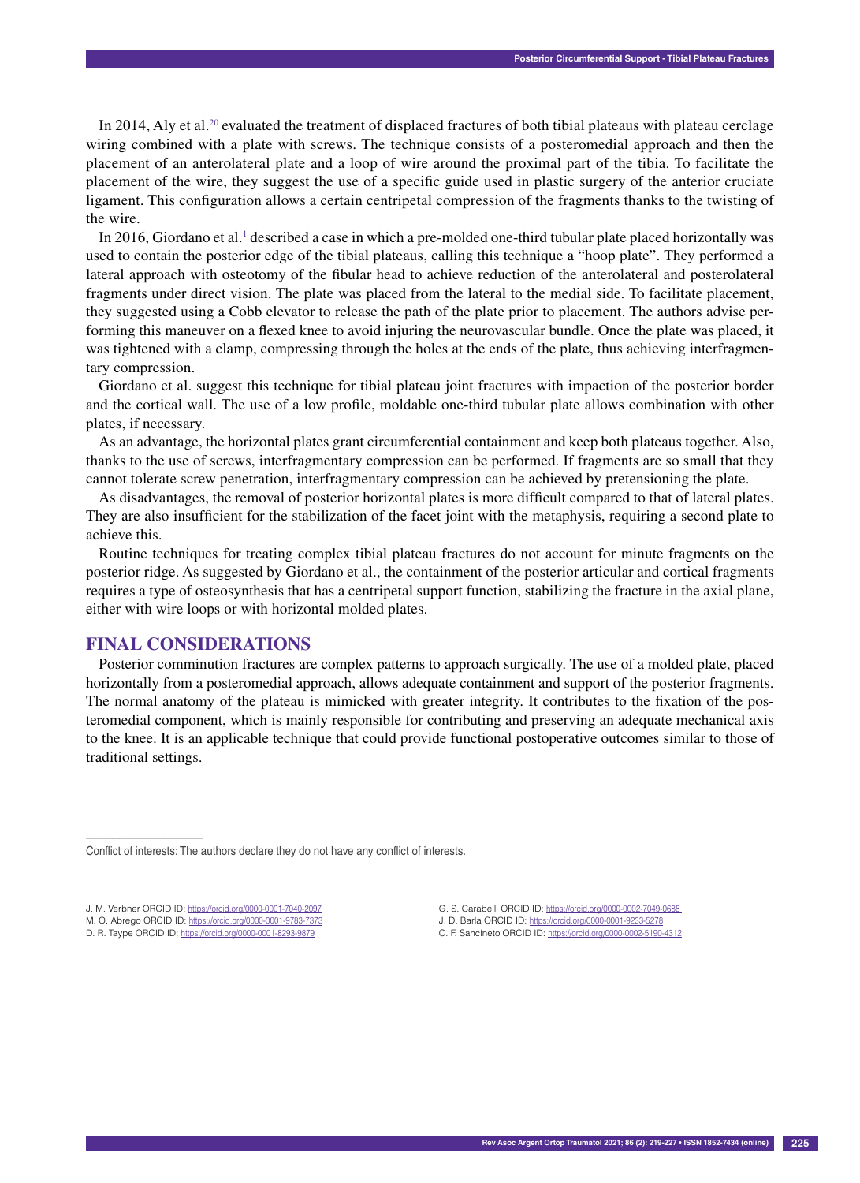In 2014, Aly et al.[20] evaluated the treatment of displaced fractures of both tibial plateaus with plateau cerclage wiring combined with a plate with screws. The technique consists of a posteromedial approach and then the placement of an anterolateral plate and a loop of wire around the proximal part of the tibia. To facilitate the placement of the wire, they suggest the use of a specific guide used in plastic surgery of the anterior cruciate ligament. This configuration allows a certain centripetal compression of the fragments thanks to the twisting of the wire.

In 2016, Giordano et al.[1] described a case in which a pre-molded one-third tubular plate placed horizontally was used to contain the posterior edge of the tibial plateaus, calling this technique a "hoop plate". They performed a lateral approach with osteotomy of the fibular head to achieve reduction of the anterolateral and posterolateral fragments under direct vision. The plate was placed from the lateral to the medial side. To facilitate placement, they suggested using a Cobb elevator to release the path of the plate prior to placement. The authors advise performing this maneuver on a flexed knee to avoid injuring the neurovascular bundle. Once the plate was placed, it was tightened with a clamp, compressing through the holes at the ends of the plate, thus achieving interfragmentary compression.

Giordano et al. suggest this technique for tibial plateau joint fractures with impaction of the posterior border and the cortical wall. The use of a low profile, moldable one-third tubular plate allows combination with other plates, if necessary.

As an advantage, the horizontal plates grant circumferential containment and keep both plateaus together. Also, thanks to the use of screws, interfragmentary compression can be performed. If fragments are so small that they cannot tolerate screw penetration, interfragmentary compression can be achieved by pretensioning the plate.

As disadvantages, the removal of posterior horizontal plates is more difficult compared to that of lateral plates. They are also insufficient for the stabilization of the facet joint with the metaphysis, requiring a second plate to achieve this.

Routine techniques for treating complex tibial plateau fractures do not account for minute fragments on the posterior ridge. As suggested by Giordano et al., the containment of the posterior articular and cortical fragments requires a type of osteosynthesis that has a centripetal support function, stabilizing the fracture in the axial plane, either with wire loops or with horizontal molded plates.

## FINAL CONSIDERATIONS

Posterior comminution fractures are complex patterns to approach surgically. The use of a molded plate, placed horizontally from a posteromedial approach, allows adequate containment and support of the posterior fragments. The normal anatomy of the plateau is mimicked with greater integrity. It contributes to the fixation of the posteromedial component, which is mainly responsible for contributing and preserving an adequate mechanical axis to the knee. It is an applicable technique that could provide functional postoperative outcomes similar to those of traditional settings.

---

Conflict of interests: The authors declare they do not have any conflict of interests.

J. M. Verbner ORCID ID: https://orcid.org/0000-0001-7040-2097
M. O. Abrego ORCID ID: https://orcid.org/0000-0001-9783-7373
D. R. Taype ORCID ID: https://orcid.org/0000-0001-8293-9879
G. S. Carabelli ORCID ID: https://orcid.org/0000-0002-7049-0688
J. D. Barla ORCID ID: https://orcid.org/0000-0001-9233-5278
C. F. Sancineto ORCID ID: https://orcid.org/0000-0002-5190-4312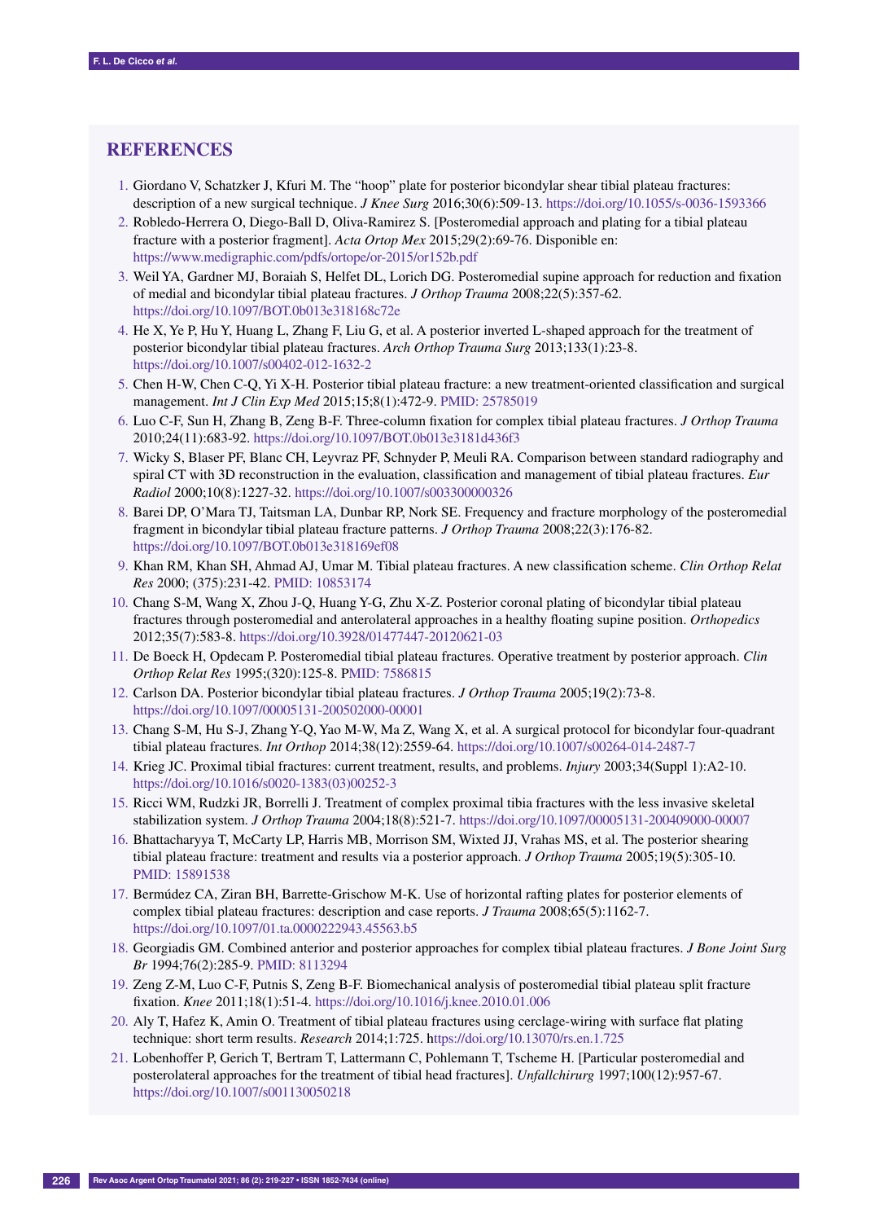## REFERENCES

1. Giordano V, Schatzker J, Kfuri M. The "hoop" plate for posterior bicondylar shear tibial plateau fractures: description of a new surgical technique. *J Knee Surg* 2016;30(6):509-13. https://doi.org/10.1055/s-0036-1593366
2. Robledo-Herrera O, Diego-Ball D, Oliva-Ramirez S. [Posteromedial approach and plating for a tibial plateau fracture with a posterior fragment]. *Acta Ortop Mex* 2015;29(2):69-76. Disponible en: https://www.medigraphic.com/pdfs/ortope/or-2015/or152b.pdf
3. Weil YA, Gardner MJ, Boraiah S, Helfet DL, Lorich DG. Posteromedial supine approach for reduction and fixation of medial and bicondylar tibial plateau fractures. *J Orthop Trauma* 2008;22(5):357-62. https://doi.org/10.1097/BOT.0b013e318168c72e
4. He X, Ye P, Hu Y, Huang L, Zhang F, Liu G, et al. A posterior inverted L-shaped approach for the treatment of posterior bicondylar tibial plateau fractures. *Arch Orthop Trauma Surg* 2013;133(1):23-8. https://doi.org/10.1007/s00402-012-1632-2
5. Chen H-W, Chen C-Q, Yi X-H. Posterior tibial plateau fracture: a new treatment-oriented classification and surgical management. *Int J Clin Exp Med* 2015;15;8(1):472-9. PMID: 25785019
6. Luo C-F, Sun H, Zhang B, Zeng B-F. Three-column fixation for complex tibial plateau fractures. *J Orthop Trauma* 2010;24(11):683-92. https://doi.org/10.1097/BOT.0b013e3181d436f3
7. Wicky S, Blaser PF, Blanc CH, Leyvraz PF, Schnyder P, Meuli RA. Comparison between standard radiography and spiral CT with 3D reconstruction in the evaluation, classification and management of tibial plateau fractures. *Eur Radiol* 2000;10(8):1227-32. https://doi.org/10.1007/s003300000326
8. Barei DP, O'Mara TJ, Taitsman LA, Dunbar RP, Nork SE. Frequency and fracture morphology of the posteromedial fragment in bicondylar tibial plateau fracture patterns. *J Orthop Trauma* 2008;22(3):176-82. https://doi.org/10.1097/BOT.0b013e318169ef08
9. Khan RM, Khan SH, Ahmad AJ, Umar M. Tibial plateau fractures. A new classification scheme. *Clin Orthop Relat Res* 2000; (375):231-42. PMID: 10853174
10. Chang S-M, Wang X, Zhou J-Q, Huang Y-G, Zhu X-Z. Posterior coronal plating of bicondylar tibial plateau fractures through posteromedial and anterolateral approaches in a healthy floating supine position. *Orthopedics* 2012;35(7):583-8. https://doi.org/10.3928/01477447-20120621-03
11. De Boeck H, Opdecam P. Posteromedial tibial plateau fractures. Operative treatment by posterior approach. *Clin Orthop Relat Res* 1995;(320):125-8. PMID: 7586815
12. Carlson DA. Posterior bicondylar tibial plateau fractures. *J Orthop Trauma* 2005;19(2):73-8. https://doi.org/10.1097/00005131-200502000-00001
13. Chang S-M, Hu S-J, Zhang Y-Q, Yao M-W, Ma Z, Wang X, et al. A surgical protocol for bicondylar four-quadrant tibial plateau fractures. *Int Orthop* 2014;38(12):2559-64. https://doi.org/10.1007/s00264-014-2487-7
14. Krieg JC. Proximal tibial fractures: current treatment, results, and problems. *Injury* 2003;34(Suppl 1):A2-10. https://doi.org/10.1016/s0020-1383(03)00252-3
15. Ricci WM, Rudzki JR, Borrelli J. Treatment of complex proximal tibia fractures with the less invasive skeletal stabilization system. *J Orthop Trauma* 2004;18(8):521-7. https://doi.org/10.1097/00005131-200409000-00007
16. Bhattacharyya T, McCarty LP, Harris MB, Morrison SM, Wixted JJ, Vrahas MS, et al. The posterior shearing tibial plateau fracture: treatment and results via a posterior approach. *J Orthop Trauma* 2005;19(5):305-10. PMID: 15891538
17. Bermúdez CA, Ziran BH, Barrette-Grischow M-K. Use of horizontal rafting plates for posterior elements of complex tibial plateau fractures: description and case reports. *J Trauma* 2008;65(5):1162-7. https://doi.org/10.1097/01.ta.0000222943.45563.b5
18. Georgiadis GM. Combined anterior and posterior approaches for complex tibial plateau fractures. *J Bone Joint Surg Br* 1994;76(2):285-9. PMID: 8113294
19. Zeng Z-M, Luo C-F, Putnis S, Zeng B-F. Biomechanical analysis of posteromedial tibial plateau split fracture fixation. *Knee* 2011;18(1):51-4. https://doi.org/10.1016/j.knee.2010.01.006
20. Aly T, Hafez K, Amin O. Treatment of tibial plateau fractures using cerclage-wiring with surface flat plating technique: short term results. *Research* 2014;1:725. https://doi.org/10.13070/rs.en.1.725
21. Lobenhoffer P, Gerich T, Bertram T, Lattermann C, Pohlemann T, Tscheme H. [Particular posteromedial and posterolateral approaches for the treatment of tibial head fractures]. *Unfallchirurg* 1997;100(12):957-67. https://doi.org/10.1007/s001130050218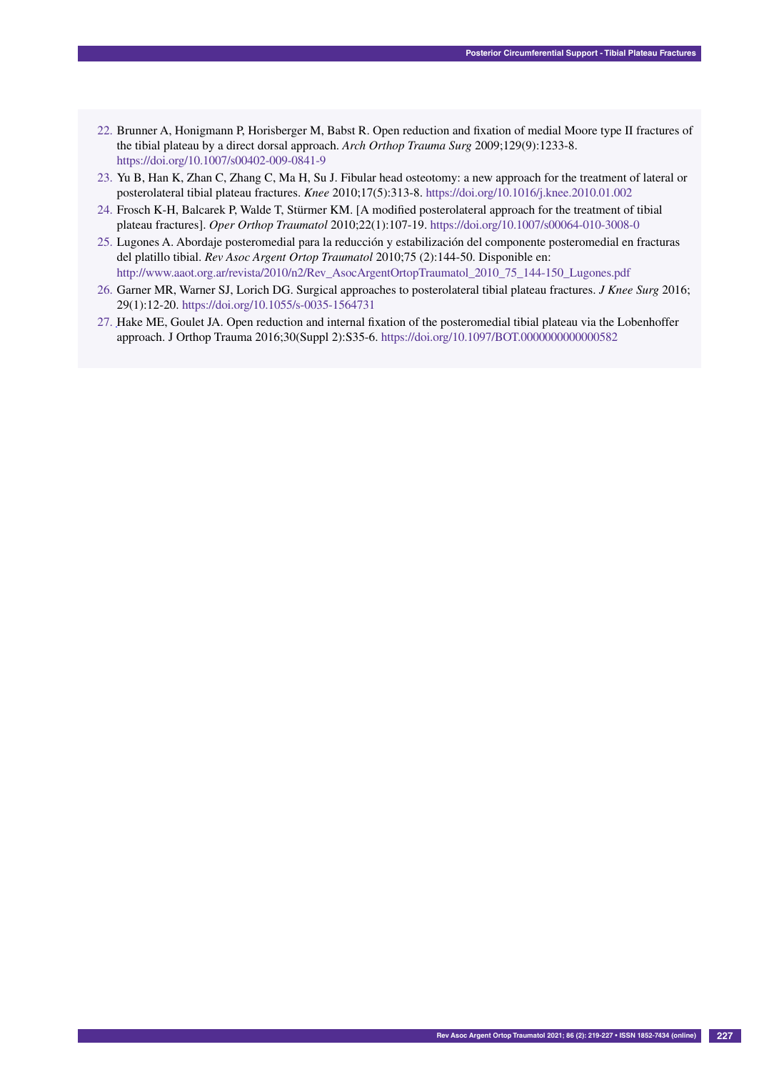22. Brunner A, Honigmann P, Horisberger M, Babst R. Open reduction and fixation of medial Moore type II fractures of the tibial plateau by a direct dorsal approach. *Arch Orthop Trauma Surg* 2009;129(9):1233-8. https://doi.org/10.1007/s00402-009-0841-9
23. Yu B, Han K, Zhan C, Zhang C, Ma H, Su J. Fibular head osteotomy: a new approach for the treatment of lateral or posterolateral tibial plateau fractures. *Knee* 2010;17(5):313-8. https://doi.org/10.1016/j.knee.2010.01.002
24. Frosch K-H, Balcarek P, Walde T, Stürmer KM. [A modified posterolateral approach for the treatment of tibial plateau fractures]. *Oper Orthop Traumatol* 2010;22(1):107-19. https://doi.org/10.1007/s00064-010-3008-0
25. Lugones A. Abordaje posteromedial para la reducción y estabilización del componente posteromedial en fracturas del platillo tibial. *Rev Asoc Argent Ortop Traumatol* 2010;75 (2):144-50. Disponible en: http://www.aaot.org.ar/revista/2010/n2/Rev_AsocArgentOrtopTraumatol_2010_75_144-150_Lugones.pdf
26. Garner MR, Warner SJ, Lorich DG. Surgical approaches to posterolateral tibial plateau fractures. *J Knee Surg* 2016; 29(1):12-20. https://doi.org/10.1055/s-0035-1564731
27. Hake ME, Goulet JA. Open reduction and internal fixation of the posteromedial tibial plateau via the Lobenhoffer approach. J Orthop Trauma 2016;30(Suppl 2):S35-6. https://doi.org/10.1097/BOT.0000000000000582